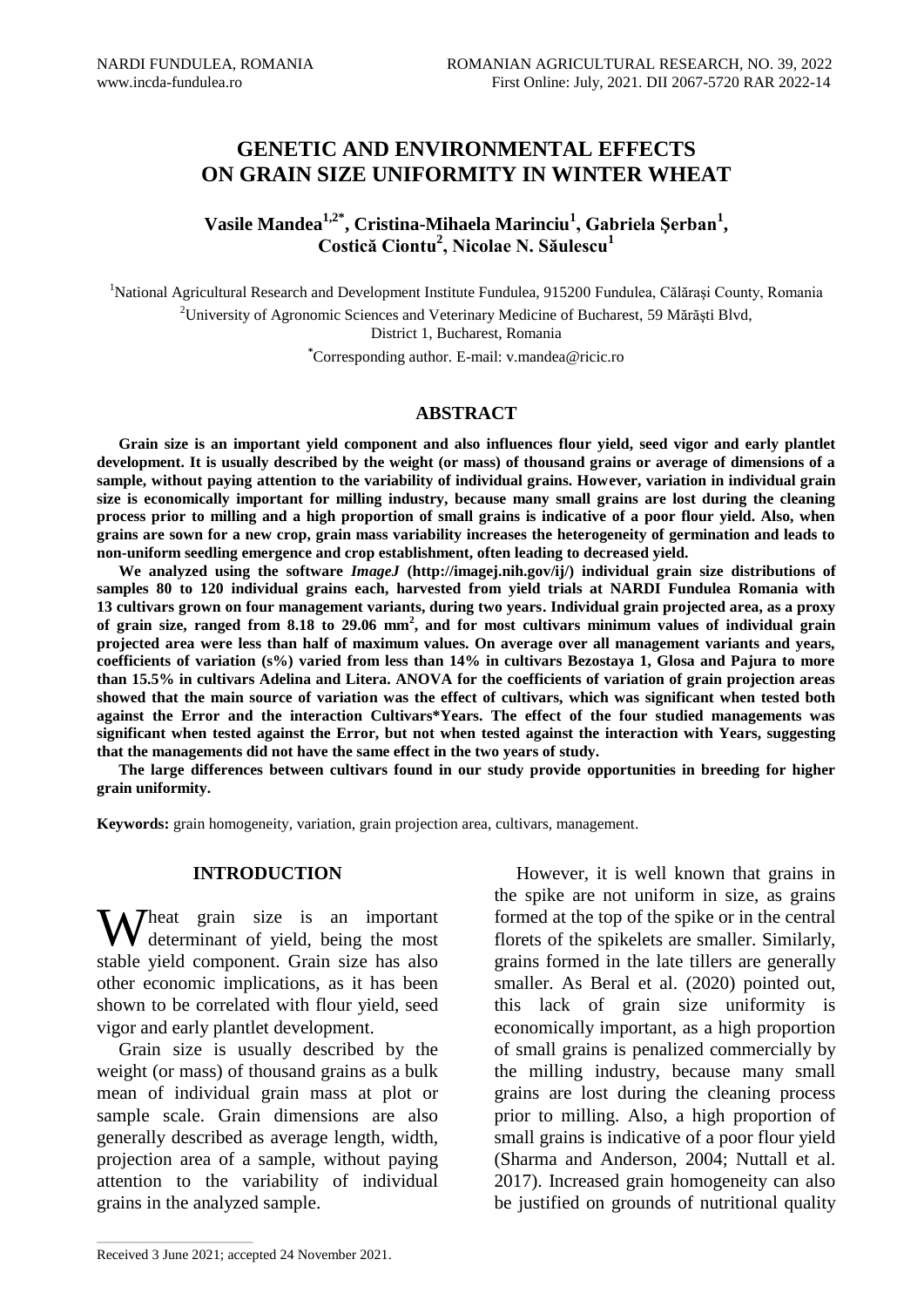# GENETIC AND ENVIRONMENTAL EFFECTS ON GRAIN SIZE UNIFORMITY IN WINTER WHEAT

**Vasile Mandea[1,2*], Cristina-Mihaela Marinciu[1], Gabriela Şerban[1], Costică Ciontu[2], Nicolae N. Săulescu[1]**

[1]National Agricultural Research and Development Institute Fundulea, 915200 Fundulea, Călăraşi County, Romania

[2]University of Agronomic Sciences and Veterinary Medicine of Bucharest, 59 Mărăşti Blvd, District 1, Bucharest, Romania

[*]Corresponding author. E-mail: v.mandea@ricic.ro

## ABSTRACT

**Grain size is an important yield component and also influences flour yield, seed vigor and early plantlet development. It is usually described by the weight (or mass) of thousand grains or average of dimensions of a sample, without paying attention to the variability of individual grains. However, variation in individual grain size is economically important for milling industry, because many small grains are lost during the cleaning process prior to milling and a high proportion of small grains is indicative of a poor flour yield. Also, when grains are sown for a new crop, grain mass variability increases the heterogeneity of germination and leads to non-uniform seedling emergence and crop establishment, often leading to decreased yield.**

**We analyzed using the software *ImageJ* (http://imagej.nih.gov/ij/) individual grain size distributions of samples 80 to 120 individual grains each, harvested from yield trials at NARDI Fundulea Romania with 13 cultivars grown on four management variants, during two years. Individual grain projected area, as a proxy of grain size, ranged from 8.18 to 29.06 mm$^2$, and for most cultivars minimum values of individual grain projected area were less than half of maximum values. On average over all management variants and years, coefficients of variation (s%) varied from less than 14% in cultivars Bezostaya 1, Glosa and Pajura to more than 15.5% in cultivars Adelina and Litera. ANOVA for the coefficients of variation of grain projection areas showed that the main source of variation was the effect of cultivars, which was significant when tested both against the Error and the interaction Cultivars*Years. The effect of the four studied managements was significant when tested against the Error, but not when tested against the interaction with Years, suggesting that the managements did not have the same effect in the two years of study.**

**The large differences between cultivars found in our study provide opportunities in breeding for higher grain uniformity.**

**Keywords:** grain homogeneity, variation, grain projection area, cultivars, management.

## INTRODUCTION

Wheat grain size is an important determinant of yield, being the most stable yield component. Grain size has also other economic implications, as it has been shown to be correlated with flour yield, seed vigor and early plantlet development.

Grain size is usually described by the weight (or mass) of thousand grains as a bulk mean of individual grain mass at plot or sample scale. Grain dimensions are also generally described as average length, width, projection area of a sample, without paying attention to the variability of individual grains in the analyzed sample.

However, it is well known that grains in the spike are not uniform in size, as grains formed at the top of the spike or in the central florets of the spikelets are smaller. Similarly, grains formed in the late tillers are generally smaller. As Beral et al. (2020) pointed out, this lack of grain size uniformity is economically important, as a high proportion of small grains is penalized commercially by the milling industry, because many small grains are lost during the cleaning process prior to milling. Also, a high proportion of small grains is indicative of a poor flour yield (Sharma and Anderson, 2004; Nuttall et al. 2017). Increased grain homogeneity can also be justified on grounds of nutritional quality

Received 3 June 2021; accepted 24 November 2021.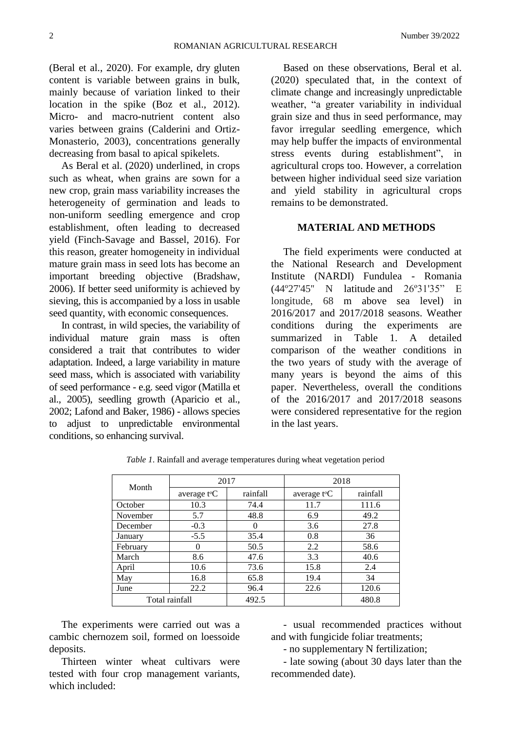(Beral et al., 2020). For example, dry gluten content is variable between grains in bulk, mainly because of variation linked to their location in the spike (Boz et al., 2012). Micro- and macro-nutrient content also varies between grains (Calderini and Ortiz-Monasterio, 2003), concentrations generally decreasing from basal to apical spikelets.

As Beral et al. (2020) underlined, in crops such as wheat, when grains are sown for a new crop, grain mass variability increases the heterogeneity of germination and leads to non-uniform seedling emergence and crop establishment, often leading to decreased yield (Finch-Savage and Bassel, 2016). For this reason, greater homogeneity in individual mature grain mass in seed lots has become an important breeding objective (Bradshaw, 2006). If better seed uniformity is achieved by sieving, this is accompanied by a loss in usable seed quantity, with economic consequences.

In contrast, in wild species, the variability of individual mature grain mass is often considered a trait that contributes to wider adaptation. Indeed, a large variability in mature seed mass, which is associated with variability of seed performance - e.g. seed vigor (Matilla et al., 2005), seedling growth (Aparicio et al., 2002; Lafond and Baker, 1986) - allows species to adjust to unpredictable environmental conditions, so enhancing survival.

Based on these observations, Beral et al. (2020) speculated that, in the context of climate change and increasingly unpredictable weather, "a greater variability in individual grain size and thus in seed performance, may favor irregular seedling emergence, which may help buffer the impacts of environmental stress events during establishment", in agricultural crops too. However, a correlation between higher individual seed size variation and yield stability in agricultural crops remains to be demonstrated.

## MATERIAL AND METHODS

The field experiments were conducted at the National Research and Development Institute (NARDI) Fundulea - Romania (44º27'45" N latitude and 26º31'35" E longitude, 68 m above sea level) in 2016/2017 and 2017/2018 seasons. Weather conditions during the experiments are summarized in Table 1. A detailed comparison of the weather conditions in the two years of study with the average of many years is beyond the aims of this paper. Nevertheless, overall the conditions of the 2016/2017 and 2017/2018 seasons were considered representative for the region in the last years.

*Table 1*. Rainfall and average temperatures during wheat vegetation period

| Month | 2017 | | 2018 | |
|---|---|---|---|---|
| | average t°C | rainfall | average t°C | rainfall |
| October | 10.3 | 74.4 | 11.7 | 111.6 |
| November | 5.7 | 48.8 | 6.9 | 49.2 |
| December | -0.3 | 0 | 3.6 | 27.8 |
| January | -5.5 | 35.4 | 0.8 | 36 |
| February | 0 | 50.5 | 2.2 | 58.6 |
| March | 8.6 | 47.6 | 3.3 | 40.6 |
| April | 10.6 | 73.6 | 15.8 | 2.4 |
| May | 16.8 | 65.8 | 19.4 | 34 |
| June | 22.2 | 96.4 | 22.6 | 120.6 |
| Total rainfall | | 492.5 | | 480.8 |

The experiments were carried out was a cambic chernozem soil, formed on loessoide deposits.

Thirteen winter wheat cultivars were tested with four crop management variants, which included:

- usual recommended practices without and with fungicide foliar treatments;
- no supplementary N fertilization;
- late sowing (about 30 days later than the recommended date).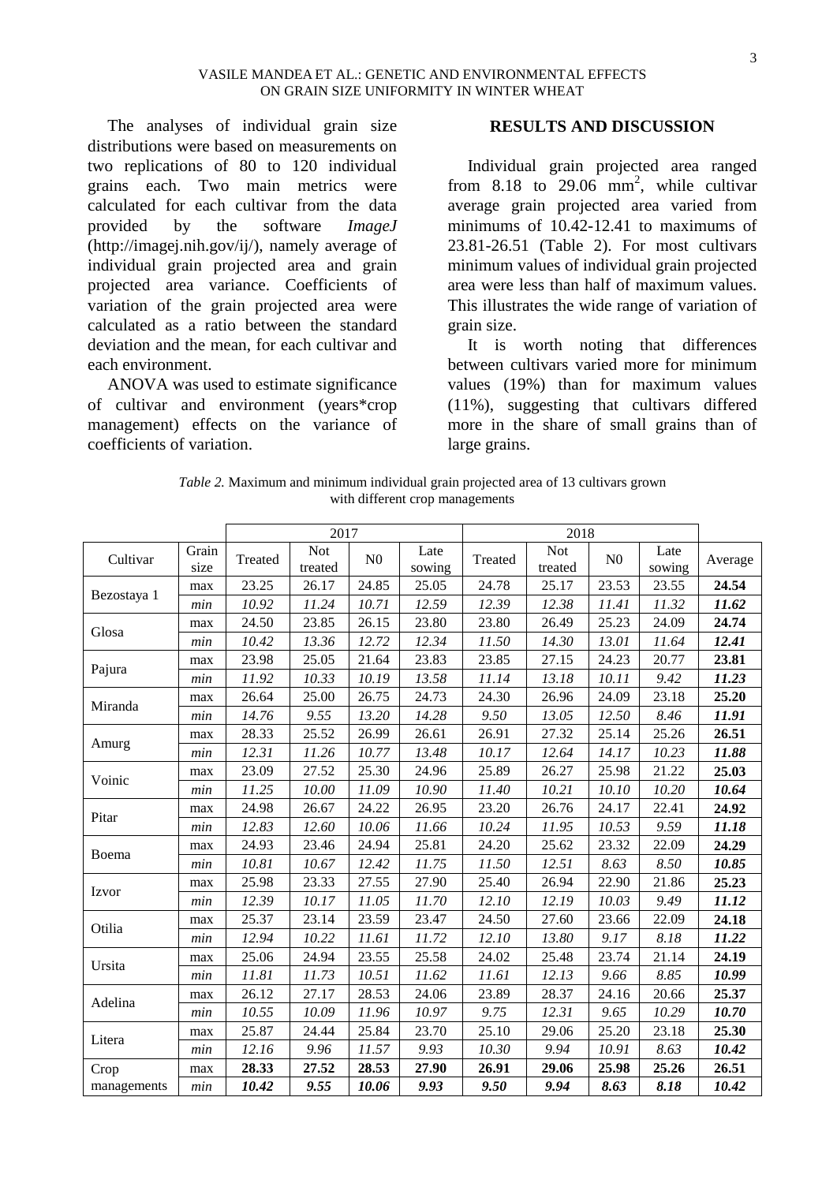The analyses of individual grain size distributions were based on measurements on two replications of 80 to 120 individual grains each. Two main metrics were calculated for each cultivar from the data provided by the software *ImageJ* (http://imagej.nih.gov/ij/), namely average of individual grain projected area and grain projected area variance. Coefficients of variation of the grain projected area were calculated as a ratio between the standard deviation and the mean, for each cultivar and each environment.

ANOVA was used to estimate significance of cultivar and environment (years*crop management) effects on the variance of coefficients of variation.

## RESULTS AND DISCUSSION

Individual grain projected area ranged from 8.18 to 29.06 $mm^2$, while cultivar average grain projected area varied from minimums of 10.42-12.41 to maximums of 23.81-26.51 (Table 2). For most cultivars minimum values of individual grain projected area were less than half of maximum values. This illustrates the wide range of variation of grain size.

It is worth noting that differences between cultivars varied more for minimum values (19%) than for maximum values (11%), suggesting that cultivars differed more in the share of small grains than of large grains.

*Table 2.* Maximum and minimum individual grain projected area of 13 cultivars grown with different crop managements

| | | 2017 | | | | 2018 | | | | |
|---|---|---|---|---|---|---|---|---|---|---|
| Cultivar | Grain size | Treated | Not treated | N0 | Late sowing | Treated | Not treated | N0 | Late sowing | Average |
| Bezostaya 1 | max | 23.25 | 26.17 | 24.85 | 25.05 | 24.78 | 25.17 | 23.53 | 23.55 | **24.54** |
| | *min* | *10.92* | *11.24* | *10.71* | *12.59* | *12.39* | *12.38* | *11.41* | *11.32* | ***11.62*** |
| Glosa | max | 24.50 | 23.85 | 26.15 | 23.80 | 23.80 | 26.49 | 25.23 | 24.09 | **24.74** |
| | *min* | *10.42* | *13.36* | *12.72* | *12.34* | *11.50* | *14.30* | *13.01* | *11.64* | ***12.41*** |
| Pajura | max | 23.98 | 25.05 | 21.64 | 23.83 | 23.85 | 27.15 | 24.23 | 20.77 | **23.81** |
| | *min* | *11.92* | *10.33* | *10.19* | *13.58* | *11.14* | *13.18* | *10.11* | *9.42* | ***11.23*** |
| Miranda | max | 26.64 | 25.00 | 26.75 | 24.73 | 24.30 | 26.96 | 24.09 | 23.18 | **25.20** |
| | *min* | *14.76* | *9.55* | *13.20* | *14.28* | *9.50* | *13.05* | *12.50* | *8.46* | ***11.91*** |
| Amurg | max | 28.33 | 25.52 | 26.99 | 26.61 | 26.91 | 27.32 | 25.14 | 25.26 | **26.51** |
| | *min* | *12.31* | *11.26* | *10.77* | *13.48* | *10.17* | *12.64* | *14.17* | *10.23* | ***11.88*** |
| Voinic | max | 23.09 | 27.52 | 25.30 | 24.96 | 25.89 | 26.27 | 25.98 | 21.22 | **25.03** |
| | *min* | *11.25* | *10.00* | *11.09* | *10.90* | *11.40* | *10.21* | *10.10* | *10.20* | ***10.64*** |
| Pitar | max | 24.98 | 26.67 | 24.22 | 26.95 | 23.20 | 26.76 | 24.17 | 22.41 | **24.92** |
| | *min* | *12.83* | *12.60* | *10.06* | *11.66* | *10.24* | *11.95* | *10.53* | *9.59* | ***11.18*** |
| Boema | max | 24.93 | 23.46 | 24.94 | 25.81 | 24.20 | 25.62 | 23.32 | 22.09 | **24.29** |
| | *min* | *10.81* | *10.67* | *12.42* | *11.75* | *11.50* | *12.51* | *8.63* | *8.50* | ***10.85*** |
| Izvor | max | 25.98 | 23.33 | 27.55 | 27.90 | 25.40 | 26.94 | 22.90 | 21.86 | **25.23** |
| | *min* | *12.39* | *10.17* | *11.05* | *11.70* | *12.10* | *12.19* | *10.03* | *9.49* | ***11.12*** |
| Otilia | max | 25.37 | 23.14 | 23.59 | 23.47 | 24.50 | 27.60 | 23.66 | 22.09 | **24.18** |
| | *min* | *12.94* | *10.22* | *11.61* | *11.72* | *12.10* | *13.80* | *9.17* | *8.18* | ***11.22*** |
| Ursita | max | 25.06 | 24.94 | 23.55 | 25.58 | 24.02 | 25.48 | 23.74 | 21.14 | **24.19** |
| | *min* | *11.81* | *11.73* | *10.51* | *11.62* | *11.61* | *12.13* | *9.66* | *8.85* | ***10.99*** |
| Adelina | max | 26.12 | 27.17 | 28.53 | 24.06 | 23.89 | 28.37 | 24.16 | 20.66 | **25.37** |
| | *min* | *10.55* | *10.09* | *11.96* | *10.97* | *9.75* | *12.31* | *9.65* | *10.29* | ***10.70*** |
| Litera | max | 25.87 | 24.44 | 25.84 | 23.70 | 25.10 | 29.06 | 25.20 | 23.18 | **25.30** |
| | *min* | *12.16* | *9.96* | *11.57* | *9.93* | *10.30* | *9.94* | *10.91* | *8.63* | ***10.42*** |
| Crop managements | max | **28.33** | **27.52** | **28.53** | **27.90** | **26.91** | **29.06** | **25.98** | **25.26** | **26.51** |
| | *min* | ***10.42*** | ***9.55*** | ***10.06*** | ***9.93*** | ***9.50*** | ***9.94*** | ***8.63*** | ***8.18*** | ***10.42*** |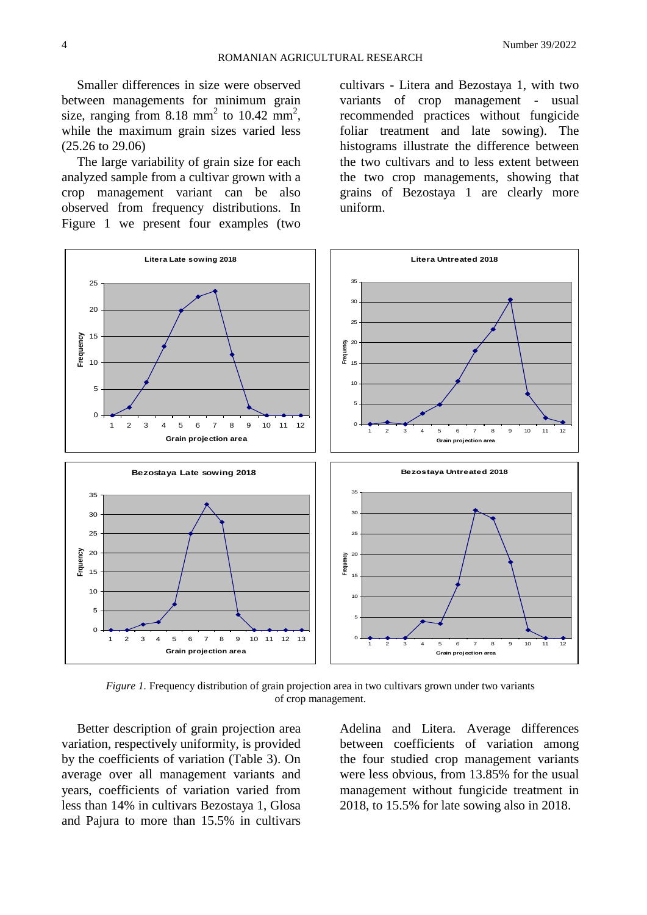Smaller differences in size were observed between managements for minimum grain size, ranging from 8.18 mm$^2$ to 10.42 mm$^2$, while the maximum grain sizes varied less (25.26 to 29.06)

The large variability of grain size for each analyzed sample from a cultivar grown with a crop management variant can be also observed from frequency distributions. In Figure 1 we present four examples (two cultivars - Litera and Bezostaya 1, with two variants of crop management - usual recommended practices without fungicide foliar treatment and late sowing). The histograms illustrate the difference between the two cultivars and to less extent between the two crop managements, showing that grains of Bezostaya 1 are clearly more uniform.

*Figure 1.* Frequency distribution of grain projection area in two cultivars grown under two variants of crop management.

Better description of grain projection area variation, respectively uniformity, is provided by the coefficients of variation (Table 3). On average over all management variants and years, coefficients of variation varied from less than 14% in cultivars Bezostaya 1, Glosa and Pajura to more than 15.5% in cultivars Adelina and Litera. Average differences between coefficients of variation among the four studied crop management variants were less obvious, from 13.85% for the usual management without fungicide treatment in 2018, to 15.5% for late sowing also in 2018.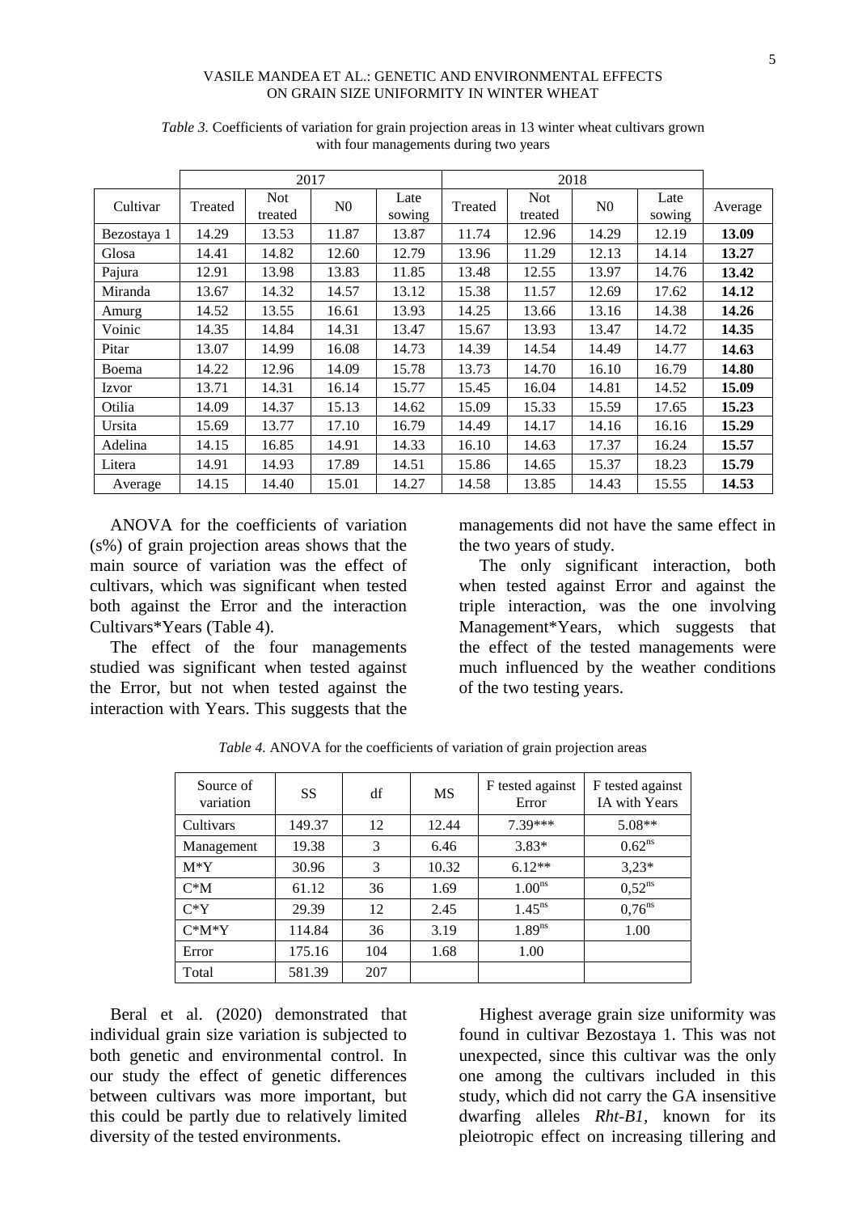*Table 3.* Coefficients of variation for grain projection areas in 13 winter wheat cultivars grown with four managements during two years

| | 2017 | | | | 2018 | | | | |
|---|---|---|---|---|---|---|---|---|---|
| Cultivar | Treated | Not treated | N0 | Late sowing | Treated | Not treated | N0 | Late sowing | Average |
| Bezostaya 1 | 14.29 | 13.53 | 11.87 | 13.87 | 11.74 | 12.96 | 14.29 | 12.19 | **13.09** |
| Glosa | 14.41 | 14.82 | 12.60 | 12.79 | 13.96 | 11.29 | 12.13 | 14.14 | **13.27** |
| Pajura | 12.91 | 13.98 | 13.83 | 11.85 | 13.48 | 12.55 | 13.97 | 14.76 | **13.42** |
| Miranda | 13.67 | 14.32 | 14.57 | 13.12 | 15.38 | 11.57 | 12.69 | 17.62 | **14.12** |
| Amurg | 14.52 | 13.55 | 16.61 | 13.93 | 14.25 | 13.66 | 13.16 | 14.38 | **14.26** |
| Voinic | 14.35 | 14.84 | 14.31 | 13.47 | 15.67 | 13.93 | 13.47 | 14.72 | **14.35** |
| Pitar | 13.07 | 14.99 | 16.08 | 14.73 | 14.39 | 14.54 | 14.49 | 14.77 | **14.63** |
| Boema | 14.22 | 12.96 | 14.09 | 15.78 | 13.73 | 14.70 | 16.10 | 16.79 | **14.80** |
| Izvor | 13.71 | 14.31 | 16.14 | 15.77 | 15.45 | 16.04 | 14.81 | 14.52 | **15.09** |
| Otilia | 14.09 | 14.37 | 15.13 | 14.62 | 15.09 | 15.33 | 15.59 | 17.65 | **15.23** |
| Ursita | 15.69 | 13.77 | 17.10 | 16.79 | 14.49 | 14.17 | 14.16 | 16.16 | **15.29** |
| Adelina | 14.15 | 16.85 | 14.91 | 14.33 | 16.10 | 14.63 | 17.37 | 16.24 | **15.57** |
| Litera | 14.91 | 14.93 | 17.89 | 14.51 | 15.86 | 14.65 | 15.37 | 18.23 | **15.79** |
| Average | 14.15 | 14.40 | 15.01 | 14.27 | 14.58 | 13.85 | 14.43 | 15.55 | **14.53** |

ANOVA for the coefficients of variation (s%) of grain projection areas shows that the main source of variation was the effect of cultivars, which was significant when tested both against the Error and the interaction Cultivars*Years (Table 4).

The effect of the four managements studied was significant when tested against the Error, but not when tested against the interaction with Years. This suggests that the managements did not have the same effect in the two years of study.

The only significant interaction, both when tested against Error and against the triple interaction, was the one involving Management*Years, which suggests that the effect of the tested managements were much influenced by the weather conditions of the two testing years.

*Table 4.* ANOVA for the coefficients of variation of grain projection areas

| Source of variation | SS | df | MS | F tested against Error | F tested against IA with Years |
|---|---|---|---|---|---|
| Cultivars | 149.37 | 12 | 12.44 | 7.39*** | 5.08** |
| Management | 19.38 | 3 | 6.46 | 3.83* | 0.62$^{ns}$ |
| M*Y | 30.96 | 3 | 10.32 | 6.12** | 3,23* |
| C*M | 61.12 | 36 | 1.69 | 1.00$^{ns}$ | 0,52$^{ns}$ |
| C*Y | 29.39 | 12 | 2.45 | 1.45$^{ns}$ | 0,76$^{ns}$ |
| C*M*Y | 114.84 | 36 | 3.19 | 1.89$^{ns}$ | 1.00 |
| Error | 175.16 | 104 | 1.68 | 1.00 | |
| Total | 581.39 | 207 | | | |

Beral et al. (2020) demonstrated that individual grain size variation is subjected to both genetic and environmental control. In our study the effect of genetic differences between cultivars was more important, but this could be partly due to relatively limited diversity of the tested environments.

Highest average grain size uniformity was found in cultivar Bezostaya 1. This was not unexpected, since this cultivar was the only one among the cultivars included in this study, which did not carry the GA insensitive dwarfing alleles *Rht-B1*, known for its pleiotropic effect on increasing tillering and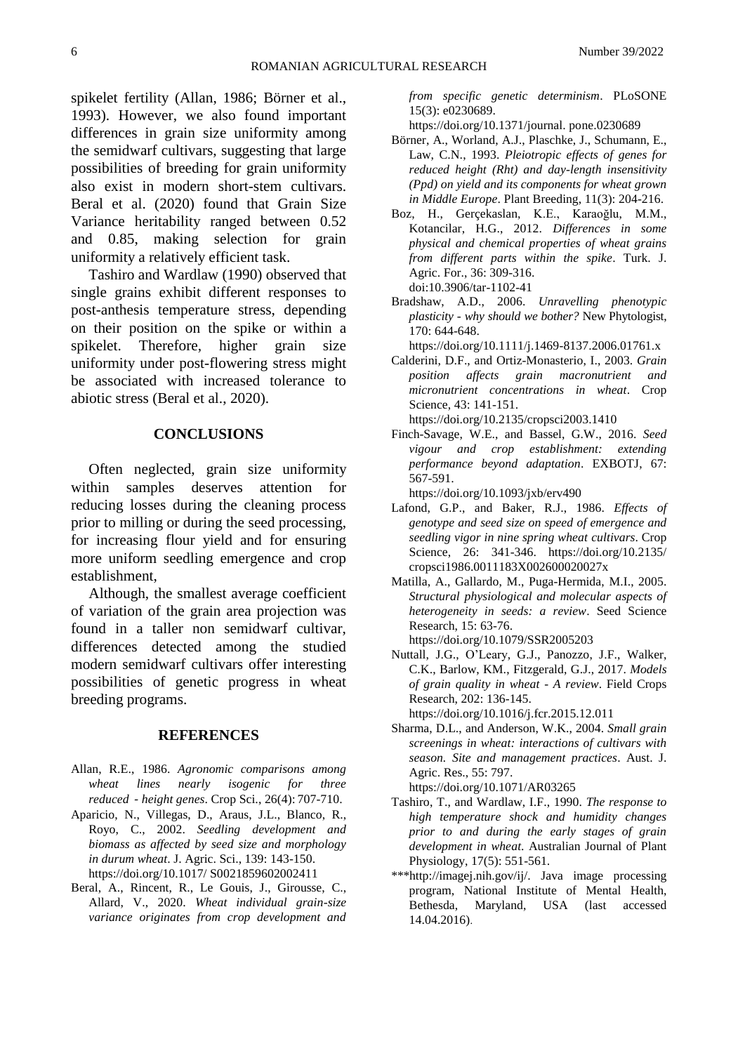spikelet fertility (Allan, 1986; Börner et al., 1993). However, we also found important differences in grain size uniformity among the semidwarf cultivars, suggesting that large possibilities of breeding for grain uniformity also exist in modern short-stem cultivars. Beral et al. (2020) found that Grain Size Variance heritability ranged between 0.52 and 0.85, making selection for grain uniformity a relatively efficient task.

Tashiro and Wardlaw (1990) observed that single grains exhibit different responses to post-anthesis temperature stress, depending on their position on the spike or within a spikelet. Therefore, higher grain size uniformity under post-flowering stress might be associated with increased tolerance to abiotic stress (Beral et al., 2020).

## CONCLUSIONS

Often neglected, grain size uniformity within samples deserves attention for reducing losses during the cleaning process prior to milling or during the seed processing, for increasing flour yield and for ensuring more uniform seedling emergence and crop establishment,

Although, the smallest average coefficient of variation of the grain area projection was found in a taller non semidwarf cultivar, differences detected among the studied modern semidwarf cultivars offer interesting possibilities of genetic progress in wheat breeding programs.

## REFERENCES

Allan, R.E., 1986. *Agronomic comparisons among wheat lines nearly isogenic for three reduced - height genes*. Crop Sci., 26(4): 707-710.

Aparicio, N., Villegas, D., Araus, J.L., Blanco, R., Royo, C., 2002. *Seedling development and biomass as affected by seed size and morphology in durum wheat*. J. Agric. Sci., 139: 143-150. https://doi.org/10.1017/ S0021859602002411

Beral, A., Rincent, R., Le Gouis, J., Girousse, C., Allard, V., 2020. *Wheat individual grain-size variance originates from crop development and from specific genetic determinism*. PLoSONE 15(3): e0230689. https://doi.org/10.1371/journal. pone.0230689

Börner, A., Worland, A.J., Plaschke, J., Schumann, E., Law, C.N., 1993. *Pleiotropic effects of genes for reduced height (Rht) and day-length insensitivity (Ppd) on yield and its components for wheat grown in Middle Europe*. Plant Breeding, 11(3): 204-216.

Boz, H., Gerçekaslan, K.E., Karaoğlu, M.M., Kotancilar, H.G., 2012. *Differences in some physical and chemical properties of wheat grains from different parts within the spike*. Turk. J. Agric. For., 36: 309-316. doi:10.3906/tar-1102-41

Bradshaw, A.D., 2006. *Unravelling phenotypic plasticity - why should we bother?* New Phytologist, 170: 644-648. https://doi.org/10.1111/j.1469-8137.2006.01761.x

Calderini, D.F., and Ortiz-Monasterio, I., 2003. *Grain position affects grain macronutrient and micronutrient concentrations in wheat*. Crop Science, 43: 141-151. https://doi.org/10.2135/cropsci2003.1410

Finch-Savage, W.E., and Bassel, G.W., 2016. *Seed vigour and crop establishment: extending performance beyond adaptation*. EXBOTJ, 67: 567-591. https://doi.org/10.1093/jxb/erv490

Lafond, G.P., and Baker, R.J., 1986. *Effects of genotype and seed size on speed of emergence and seedling vigor in nine spring wheat cultivars*. Crop Science, 26: 341-346. https://doi.org/10.2135/ cropsci1986.0011183X002600020027x

Matilla, A., Gallardo, M., Puga-Hermida, M.I., 2005. *Structural physiological and molecular aspects of heterogeneity in seeds: a review*. Seed Science Research, 15: 63-76. https://doi.org/10.1079/SSR2005203

Nuttall, J.G., O'Leary, G.J., Panozzo, J.F., Walker, C.K., Barlow, KM., Fitzgerald, G.J., 2017. *Models of grain quality in wheat - A review*. Field Crops Research, 202: 136-145. https://doi.org/10.1016/j.fcr.2015.12.011

Sharma, D.L., and Anderson, W.K., 2004. *Small grain screenings in wheat: interactions of cultivars with season. Site and management practices*. Aust. J. Agric. Res., 55: 797. https://doi.org/10.1071/AR03265

Tashiro, T., and Wardlaw, I.F., 1990. *The response to high temperature shock and humidity changes prior to and during the early stages of grain development in wheat*. Australian Journal of Plant Physiology, 17(5): 551-561.

***http://imagej.nih.gov/ij/. Java image processing program, National Institute of Mental Health, Bethesda, Maryland, USA (last accessed 14.04.2016).